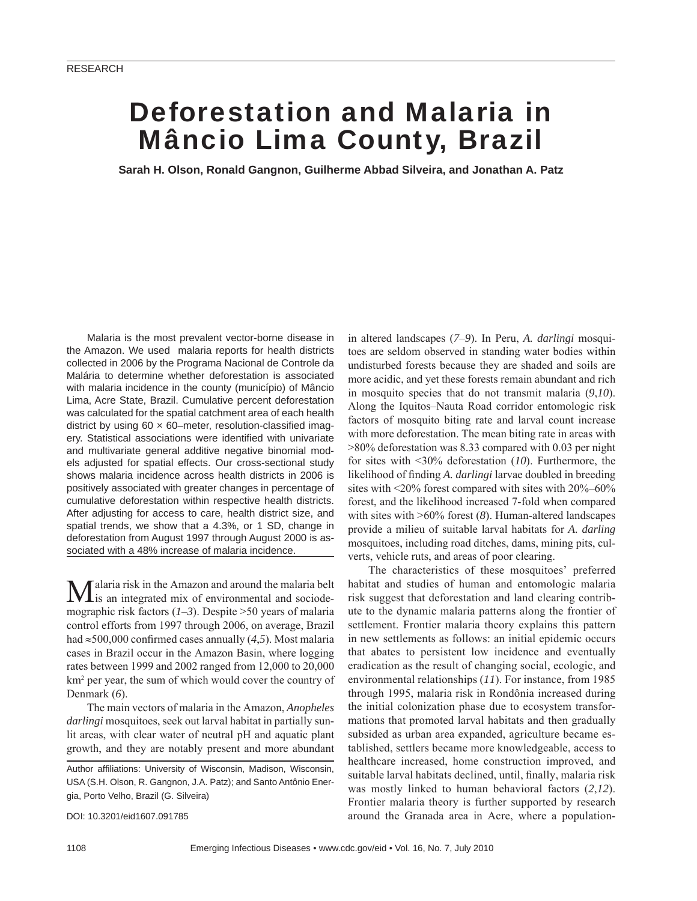RESEARCH

# Deforestation and Malaria in Mâncio Lima County, Brazil

**Sarah H. Olson, Ronald Gangnon, Guilherme Abbad Silveira, and Jonathan A. Patz**

Malaria is the most prevalent vector-borne disease in the Amazon. We used malaria reports for health districts collected in 2006 by the Programa Nacional de Controle da Malária to determine whether deforestation is associated with malaria incidence in the county (município) of Mâncio Lima, Acre State, Brazil. Cumulative percent deforestation was calculated for the spatial catchment area of each health district by using 60 × 60–meter, resolution-classified imagery. Statistical associations were identified with univariate and multivariate general additive negative binomial models adjusted for spatial effects. Our cross-sectional study shows malaria incidence across health districts in 2006 is positively associated with greater changes in percentage of cumulative deforestation within respective health districts. After adjusting for access to care, health district size, and spatial trends, we show that a 4.3%, or 1 SD, change in deforestation from August 1997 through August 2000 is associated with a 48% increase of malaria incidence.

Malaria risk in the Amazon and around the malaria belt is an integrated mix of environmental and sociodemographic risk factors (*1*–*3*). Despite >50 years of malaria control efforts from 1997 through 2006, on average, Brazil had ≈500,000 confirmed cases annually (*4*,*5*). Most malaria cases in Brazil occur in the Amazon Basin, where logging rates between 1999 and 2002 ranged from 12,000 to 20,000 km$^2$ per year, the sum of which would cover the country of Denmark (*6*).

The main vectors of malaria in the Amazon, *Anopheles darlingi* mosquitoes, seek out larval habitat in partially sunlit areas, with clear water of neutral pH and aquatic plant growth, and they are notably present and more abundant in altered landscapes (*7*–*9*). In Peru, *A. darlingi* mosquitoes are seldom observed in standing water bodies within undisturbed forests because they are shaded and soils are more acidic, and yet these forests remain abundant and rich in mosquito species that do not transmit malaria (*9*,*10*). Along the Iquitos–Nauta Road corridor entomologic risk factors of mosquito biting rate and larval count increase with more deforestation. The mean biting rate in areas with >80% deforestation was 8.33 compared with 0.03 per night for sites with <30% deforestation (*10*). Furthermore, the likelihood of finding *A. darlingi* larvae doubled in breeding sites with <20% forest compared with sites with 20%–60% forest, and the likelihood increased 7-fold when compared with sites with >60% forest (*8*). Human-altered landscapes provide a milieu of suitable larval habitats for *A. darling* mosquitoes, including road ditches, dams, mining pits, culverts, vehicle ruts, and areas of poor clearing.

The characteristics of these mosquitoes' preferred habitat and studies of human and entomologic malaria risk suggest that deforestation and land clearing contribute to the dynamic malaria patterns along the frontier of settlement. Frontier malaria theory explains this pattern in new settlements as follows: an initial epidemic occurs that abates to persistent low incidence and eventually eradication as the result of changing social, ecologic, and environmental relationships (*11*). For instance, from 1985 through 1995, malaria risk in Rondônia increased during the initial colonization phase due to ecosystem transformations that promoted larval habitats and then gradually subsided as urban area expanded, agriculture became established, settlers became more knowledgeable, access to healthcare increased, home construction improved, and suitable larval habitats declined, until, finally, malaria risk was mostly linked to human behavioral factors (*2*,*12*). Frontier malaria theory is further supported by research around the Granada area in Acre, where a population-

Author affiliations: University of Wisconsin, Madison, Wisconsin, USA (S.H. Olson, R. Gangnon, J.A. Patz); and Santo Antônio Energia, Porto Velho, Brazil (G. Silveira)

DOI: 10.3201/eid1607.091785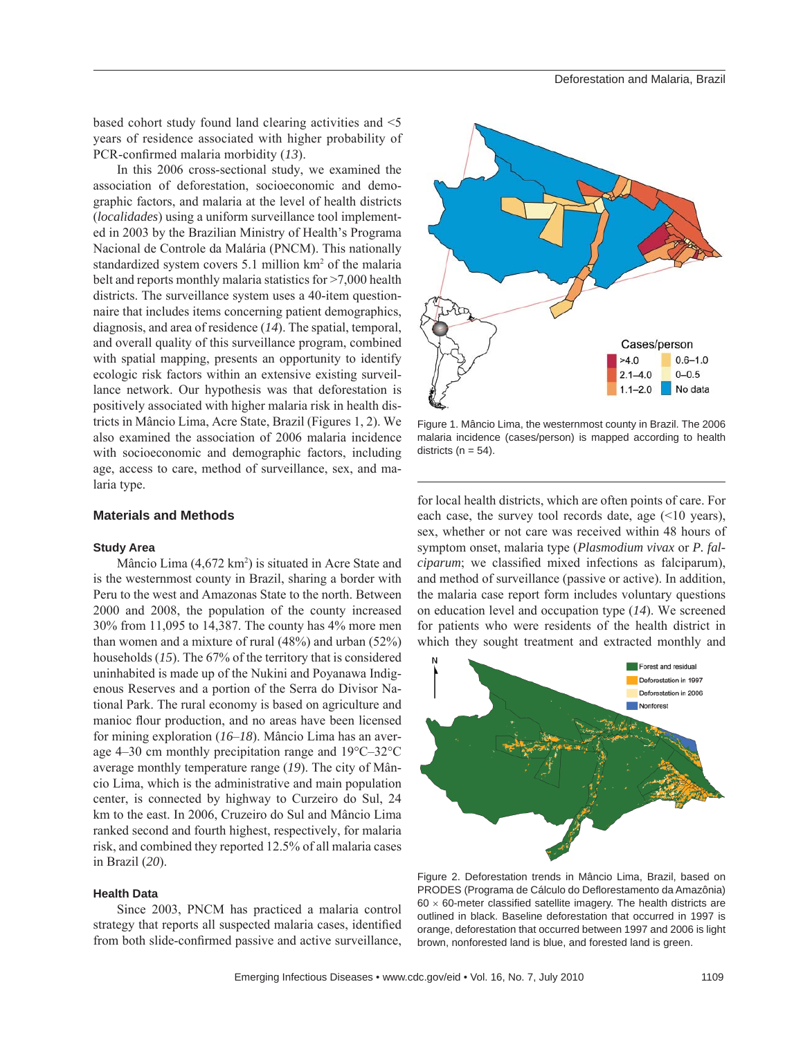based cohort study found land clearing activities and <5 years of residence associated with higher probability of PCR-confirmed malaria morbidity (*13*).

In this 2006 cross-sectional study, we examined the association of deforestation, socioeconomic and demographic factors, and malaria at the level of health districts (*localidades*) using a uniform surveillance tool implemented in 2003 by the Brazilian Ministry of Health's Programa Nacional de Controle da Malária (PNCM). This nationally standardized system covers 5.1 million km$^2$ of the malaria belt and reports monthly malaria statistics for >7,000 health districts. The surveillance system uses a 40-item questionnaire that includes items concerning patient demographics, diagnosis, and area of residence (*14*). The spatial, temporal, and overall quality of this surveillance program, combined with spatial mapping, presents an opportunity to identify ecologic risk factors within an extensive surveillance network. Our hypothesis was that deforestation is positively associated with higher malaria risk in health districts in Mâncio Lima, Acre State, Brazil (Figures 1, 2). We also examined the association of 2006 malaria incidence with socioeconomic and demographic factors, including age, access to care, method of surveillance, sex, and malaria type.

## Materials and Methods

### Study Area

Mâncio Lima (4,672 km$^2$) is situated in Acre State and is the westernmost county in Brazil, sharing a border with Peru to the west and Amazonas State to the north. Between 2000 and 2008, the population of the county increased 30% from 11,095 to 14,387. The county has 4% more men than women and a mixture of rural (48%) and urban (52%) households (*15*). The 67% of the territory that is considered uninhabited is made up of the Nukini and Poyanawa Indigenous Reserves and a portion of the Serra do Divisor National Park. The rural economy is based on agriculture and manioc flour production, and no areas have been licensed for mining exploration (*16*–*18*). Mâncio Lima has an average 4–30 cm monthly precipitation range and 19°C–32°C average monthly temperature range (*19*). The city of Mâncio Lima, which is the administrative and main population center, is connected by highway to Curzeiro do Sul, 24 km to the east. In 2006, Cruzeiro do Sul and Mâncio Lima ranked second and fourth highest, respectively, for malaria risk, and combined they reported 12.5% of all malaria cases in Brazil (*20*).

### Health Data

Since 2003, PNCM has practiced a malaria control strategy that reports all suspected malaria cases, identified from both slide-confirmed passive and active surveillance, for local health districts, which are often points of care. For each case, the survey tool records date, age (<10 years), sex, whether or not care was received within 48 hours of symptom onset, malaria type (*Plasmodium vivax* or *P. falciparum*; we classified mixed infections as falciparum), and method of surveillance (passive or active). In addition, the malaria case report form includes voluntary questions on education level and occupation type (*14*). We screened for patients who were residents of the health district in which they sought treatment and extracted monthly and

Figure 1. Mâncio Lima, the westernmost county in Brazil. The 2006 malaria incidence (cases/person) is mapped according to health districts (n = 54).

Figure 2. Deforestation trends in Mâncio Lima, Brazil, based on PRODES (Programa de Cálculo do Deflorestamento da Amazônia) 60 × 60-meter classified satellite imagery. The health districts are outlined in black. Baseline deforestation that occurred in 1997 is orange, deforestation that occurred between 1997 and 2006 is light brown, nonforested land is blue, and forested land is green.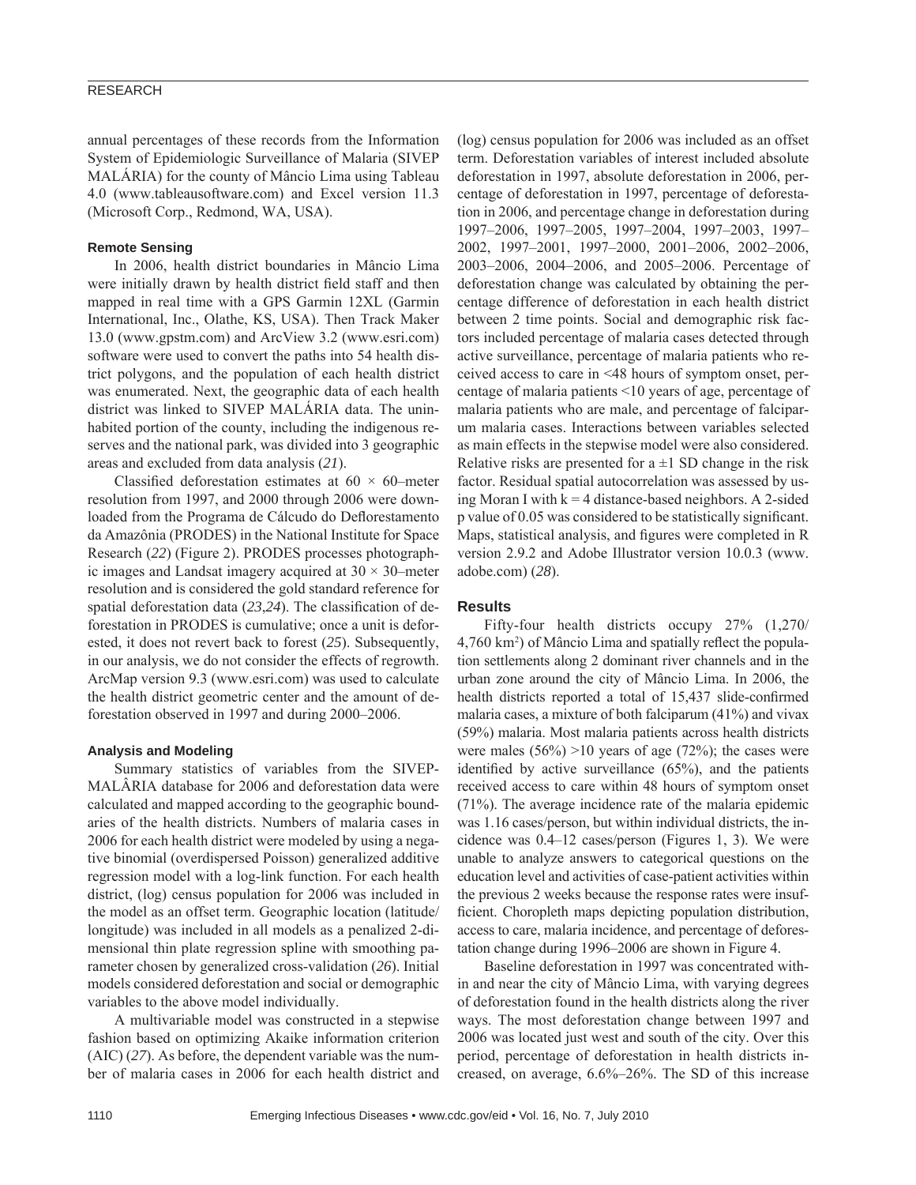annual percentages of these records from the Information System of Epidemiologic Surveillance of Malaria (SIVEP MALÁRIA) for the county of Mâncio Lima using Tableau 4.0 (www.tableausoftware.com) and Excel version 11.3 (Microsoft Corp., Redmond, WA, USA).

### Remote Sensing

In 2006, health district boundaries in Mâncio Lima were initially drawn by health district field staff and then mapped in real time with a GPS Garmin 12XL (Garmin International, Inc., Olathe, KS, USA). Then Track Maker 13.0 (www.gpstm.com) and ArcView 3.2 (www.esri.com) software were used to convert the paths into 54 health district polygons, and the population of each health district was enumerated. Next, the geographic data of each health district was linked to SIVEP MALÁRIA data. The uninhabited portion of the county, including the indigenous reserves and the national park, was divided into 3 geographic areas and excluded from data analysis (*21*).

Classified deforestation estimates at $60 \times 60$–meter resolution from 1997, and 2000 through 2006 were downloaded from the Programa de Cálcudo do Deflorestamento da Amazônia (PRODES) in the National Institute for Space Research (*22*) (Figure 2). PRODES processes photographic images and Landsat imagery acquired at $30 \times 30$–meter resolution and is considered the gold standard reference for spatial deforestation data (*23*,*24*). The classification of deforestation in PRODES is cumulative; once a unit is deforested, it does not revert back to forest (*25*). Subsequently, in our analysis, we do not consider the effects of regrowth. ArcMap version 9.3 (www.esri.com) was used to calculate the health district geometric center and the amount of deforestation observed in 1997 and during 2000–2006.

### Analysis and Modeling

Summary statistics of variables from the SIVEP-MALÂRIA database for 2006 and deforestation data were calculated and mapped according to the geographic boundaries of the health districts. Numbers of malaria cases in 2006 for each health district were modeled by using a negative binomial (overdispersed Poisson) generalized additive regression model with a log-link function. For each health district, (log) census population for 2006 was included in the model as an offset term. Geographic location (latitude/longitude) was included in all models as a penalized 2-dimensional thin plate regression spline with smoothing parameter chosen by generalized cross-validation (*26*). Initial models considered deforestation and social or demographic variables to the above model individually.

A multivariable model was constructed in a stepwise fashion based on optimizing Akaike information criterion (AIC) (*27*). As before, the dependent variable was the number of malaria cases in 2006 for each health district and (log) census population for 2006 was included as an offset term. Deforestation variables of interest included absolute deforestation in 1997, absolute deforestation in 2006, percentage of deforestation in 1997, percentage of deforestation in 2006, and percentage change in deforestation during 1997–2006, 1997–2005, 1997–2004, 1997–2003, 1997–2002, 1997–2001, 1997–2000, 2001–2006, 2002–2006, 2003–2006, 2004–2006, and 2005–2006. Percentage of deforestation change was calculated by obtaining the percentage difference of deforestation in each health district between 2 time points. Social and demographic risk factors included percentage of malaria cases detected through active surveillance, percentage of malaria patients who received access to care in <48 hours of symptom onset, percentage of malaria patients <10 years of age, percentage of malaria patients who are male, and percentage of falciparum malaria cases. Interactions between variables selected as main effects in the stepwise model were also considered. Relative risks are presented for a $\pm 1$ SD change in the risk factor. Residual spatial autocorrelation was assessed by using Moran I with $k = 4$ distance-based neighbors. A 2-sided p value of 0.05 was considered to be statistically significant. Maps, statistical analysis, and figures were completed in R version 2.9.2 and Adobe Illustrator version 10.0.3 (www.adobe.com) (*28*).

## Results

Fifty-four health districts occupy 27% (1,270/4,760 km$^2$) of Mâncio Lima and spatially reflect the population settlements along 2 dominant river channels and in the urban zone around the city of Mâncio Lima. In 2006, the health districts reported a total of 15,437 slide-confirmed malaria cases, a mixture of both falciparum (41%) and vivax (59%) malaria. Most malaria patients across health districts were males (56%) >10 years of age (72%); the cases were identified by active surveillance (65%), and the patients received access to care within 48 hours of symptom onset (71%). The average incidence rate of the malaria epidemic was 1.16 cases/person, but within individual districts, the incidence was 0.4–12 cases/person (Figures 1, 3). We were unable to analyze answers to categorical questions on the education level and activities of case-patient activities within the previous 2 weeks because the response rates were insufficient. Choropleth maps depicting population distribution, access to care, malaria incidence, and percentage of deforestation change during 1996–2006 are shown in Figure 4.

Baseline deforestation in 1997 was concentrated within and near the city of Mâncio Lima, with varying degrees of deforestation found in the health districts along the river ways. The most deforestation change between 1997 and 2006 was located just west and south of the city. Over this period, percentage of deforestation in health districts increased, on average, 6.6%–26%. The SD of this increase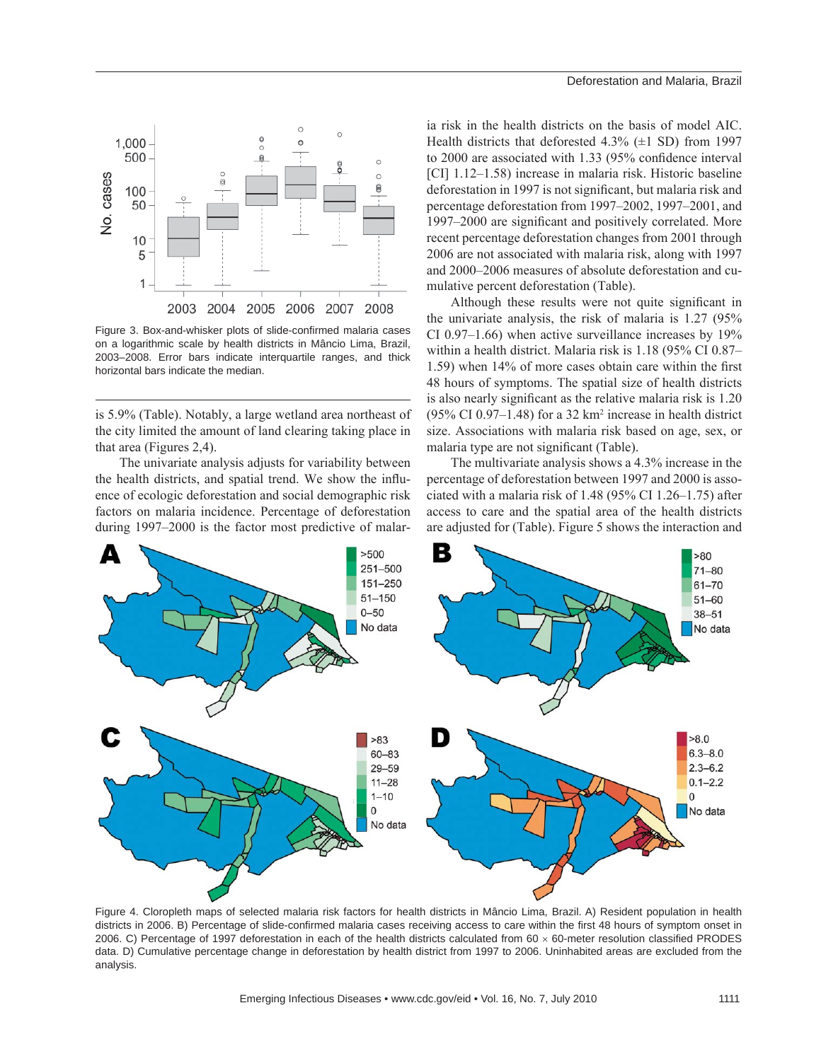Figure 3. Box-and-whisker plots of slide-confirmed malaria cases on a logarithmic scale by health districts in Mâncio Lima, Brazil, 2003–2008. Error bars indicate interquartile ranges, and thick horizontal bars indicate the median.

is 5.9% (Table). Notably, a large wetland area northeast of the city limited the amount of land clearing taking place in that area (Figures 2,4).

The univariate analysis adjusts for variability between the health districts, and spatial trend. We show the influence of ecologic deforestation and social demographic risk factors on malaria incidence. Percentage of deforestation during 1997–2000 is the factor most predictive of malaria risk in the health districts on the basis of model AIC. Health districts that deforested 4.3% (±1 SD) from 1997 to 2000 are associated with 1.33 (95% confidence interval [CI] 1.12–1.58) increase in malaria risk. Historic baseline deforestation in 1997 is not significant, but malaria risk and percentage deforestation from 1997–2002, 1997–2001, and 1997–2000 are significant and positively correlated. More recent percentage deforestation changes from 2001 through 2006 are not associated with malaria risk, along with 1997 and 2000–2006 measures of absolute deforestation and cumulative percent deforestation (Table).

Although these results were not quite significant in the univariate analysis, the risk of malaria is 1.27 (95% CI 0.97–1.66) when active surveillance increases by 19% within a health district. Malaria risk is 1.18 (95% CI 0.87–1.59) when 14% of more cases obtain care within the first 48 hours of symptoms. The spatial size of health districts is also nearly significant as the relative malaria risk is 1.20 (95% CI 0.97–1.48) for a 32 km$^2$ increase in health district size. Associations with malaria risk based on age, sex, or malaria type are not significant (Table).

The multivariate analysis shows a 4.3% increase in the percentage of deforestation between 1997 and 2000 is associated with a malaria risk of 1.48 (95% CI 1.26–1.75) after access to care and the spatial area of the health districts are adjusted for (Table). Figure 5 shows the interaction and

Figure 4. Cloropleth maps of selected malaria risk factors for health districts in Mâncio Lima, Brazil. A) Resident population in health districts in 2006. B) Percentage of slide-confirmed malaria cases receiving access to care within the first 48 hours of symptom onset in 2006. C) Percentage of 1997 deforestation in each of the health districts calculated from 60 × 60-meter resolution classified PRODES data. D) Cumulative percentage change in deforestation by health district from 1997 to 2006. Uninhabited areas are excluded from the analysis.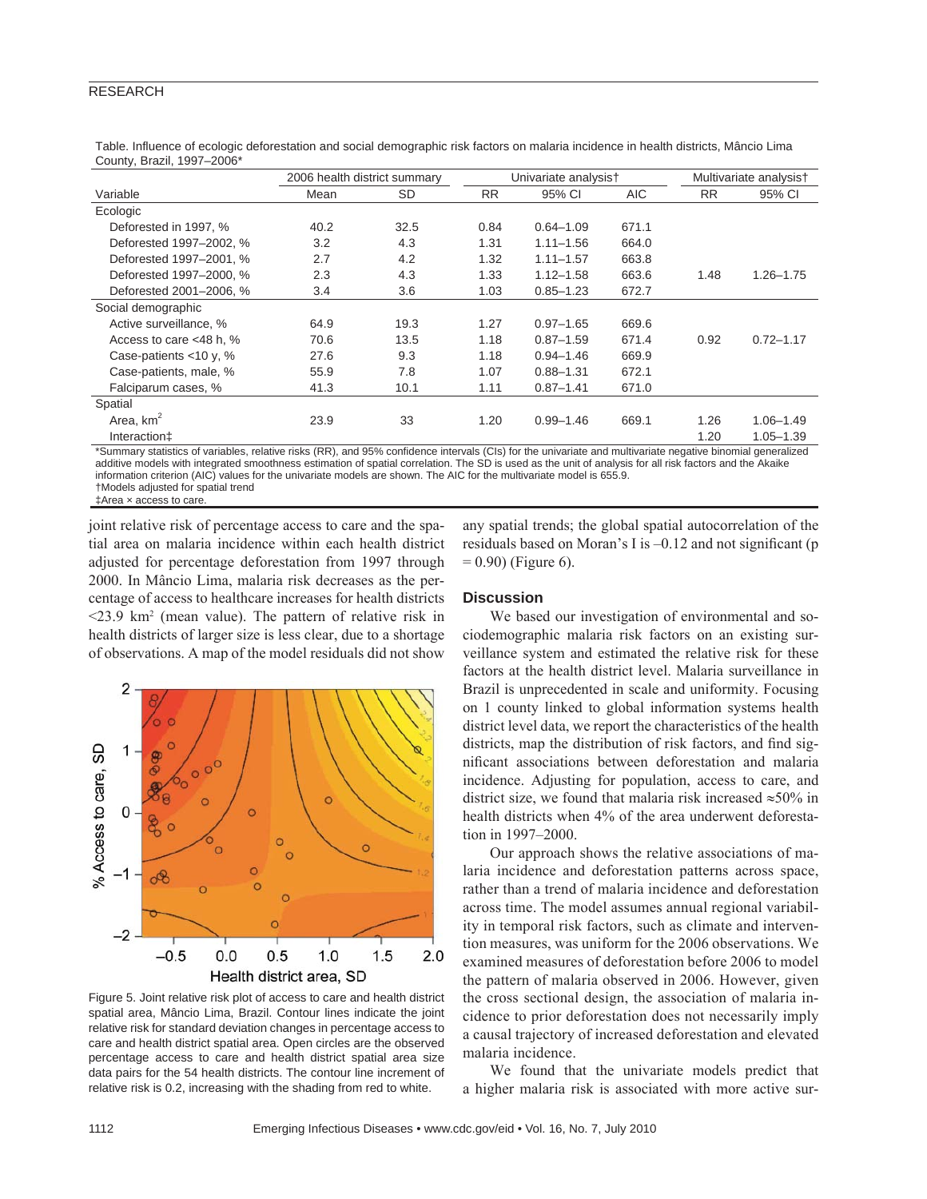Table. Influence of ecologic deforestation and social demographic risk factors on malaria incidence in health districts, Mâncio Lima County, Brazil, 1997–2006*

| | 2006 health district summary | | Univariate analysis† | | | Multivariate analysis† | |
|---|---|---|---|---|---|---|---|
| Variable | Mean | SD | RR | 95% CI | AIC | RR | 95% CI |
| Ecologic | | | | | | | |
| Deforested in 1997, % | 40.2 | 32.5 | 0.84 | 0.64–1.09 | 671.1 | | |
| Deforested 1997–2002, % | 3.2 | 4.3 | 1.31 | 1.11–1.56 | 664.0 | | |
| Deforested 1997–2001, % | 2.7 | 4.2 | 1.32 | 1.11–1.57 | 663.8 | | |
| Deforested 1997–2000, % | 2.3 | 4.3 | 1.33 | 1.12–1.58 | 663.6 | 1.48 | 1.26–1.75 |
| Deforested 2001–2006, % | 3.4 | 3.6 | 1.03 | 0.85–1.23 | 672.7 | | |
| Social demographic | | | | | | | |
| Active surveillance, % | 64.9 | 19.3 | 1.27 | 0.97–1.65 | 669.6 | | |
| Access to care <48 h, % | 70.6 | 13.5 | 1.18 | 0.87–1.59 | 671.4 | 0.92 | 0.72–1.17 |
| Case-patients <10 y, % | 27.6 | 9.3 | 1.18 | 0.94–1.46 | 669.9 | | |
| Case-patients, male, % | 55.9 | 7.8 | 1.07 | 0.88–1.31 | 672.1 | | |
| Falciparum cases, % | 41.3 | 10.1 | 1.11 | 0.87–1.41 | 671.0 | | |
| Spatial | | | | | | | |
| Area, km$^2$ | 23.9 | 33 | 1.20 | 0.99–1.46 | 669.1 | 1.26 | 1.06–1.49 |
| Interaction‡ | | | | | | 1.20 | 1.05–1.39 |

*Summary statistics of variables, relative risks (RR), and 95% confidence intervals (CIs) for the univariate and multivariate negative binomial generalized additive models with integrated smoothness estimation of spatial correlation. The SD is used as the unit of analysis for all risk factors and the Akaike information criterion (AIC) values for the univariate models are shown. The AIC for the multivariate model is 655.9.
†Models adjusted for spatial trend
‡Area × access to care.

joint relative risk of percentage access to care and the spatial area on malaria incidence within each health district adjusted for percentage deforestation from 1997 through 2000. In Mâncio Lima, malaria risk decreases as the percentage of access to healthcare increases for health districts <23.9 km$^2$ (mean value). The pattern of relative risk in health districts of larger size is less clear, due to a shortage of observations. A map of the model residuals did not show any spatial trends; the global spatial autocorrelation of the residuals based on Moran's I is –0.12 and not significant ($p = 0.90$) (Figure 6).

Figure 5. Joint relative risk plot of access to care and health district spatial area, Mâncio Lima, Brazil. Contour lines indicate the joint relative risk for standard deviation changes in percentage access to care and health district spatial area. Open circles are the observed percentage access to care and health district spatial area size data pairs for the 54 health districts. The contour line increment of relative risk is 0.2, increasing with the shading from red to white.

## Discussion

We based our investigation of environmental and sociodemographic malaria risk factors on an existing surveillance system and estimated the relative risk for these factors at the health district level. Malaria surveillance in Brazil is unprecedented in scale and uniformity. Focusing on 1 county linked to global information systems health district level data, we report the characteristics of the health districts, map the distribution of risk factors, and find significant associations between deforestation and malaria incidence. Adjusting for population, access to care, and district size, we found that malaria risk increased ≈50% in health districts when 4% of the area underwent deforestation in 1997–2000.

Our approach shows the relative associations of malaria incidence and deforestation patterns across space, rather than a trend of malaria incidence and deforestation across time. The model assumes annual regional variability in temporal risk factors, such as climate and intervention measures, was uniform for the 2006 observations. We examined measures of deforestation before 2006 to model the pattern of malaria observed in 2006. However, given the cross sectional design, the association of malaria incidence to prior deforestation does not necessarily imply a causal trajectory of increased deforestation and elevated malaria incidence.

We found that the univariate models predict that a higher malaria risk is associated with more active sur-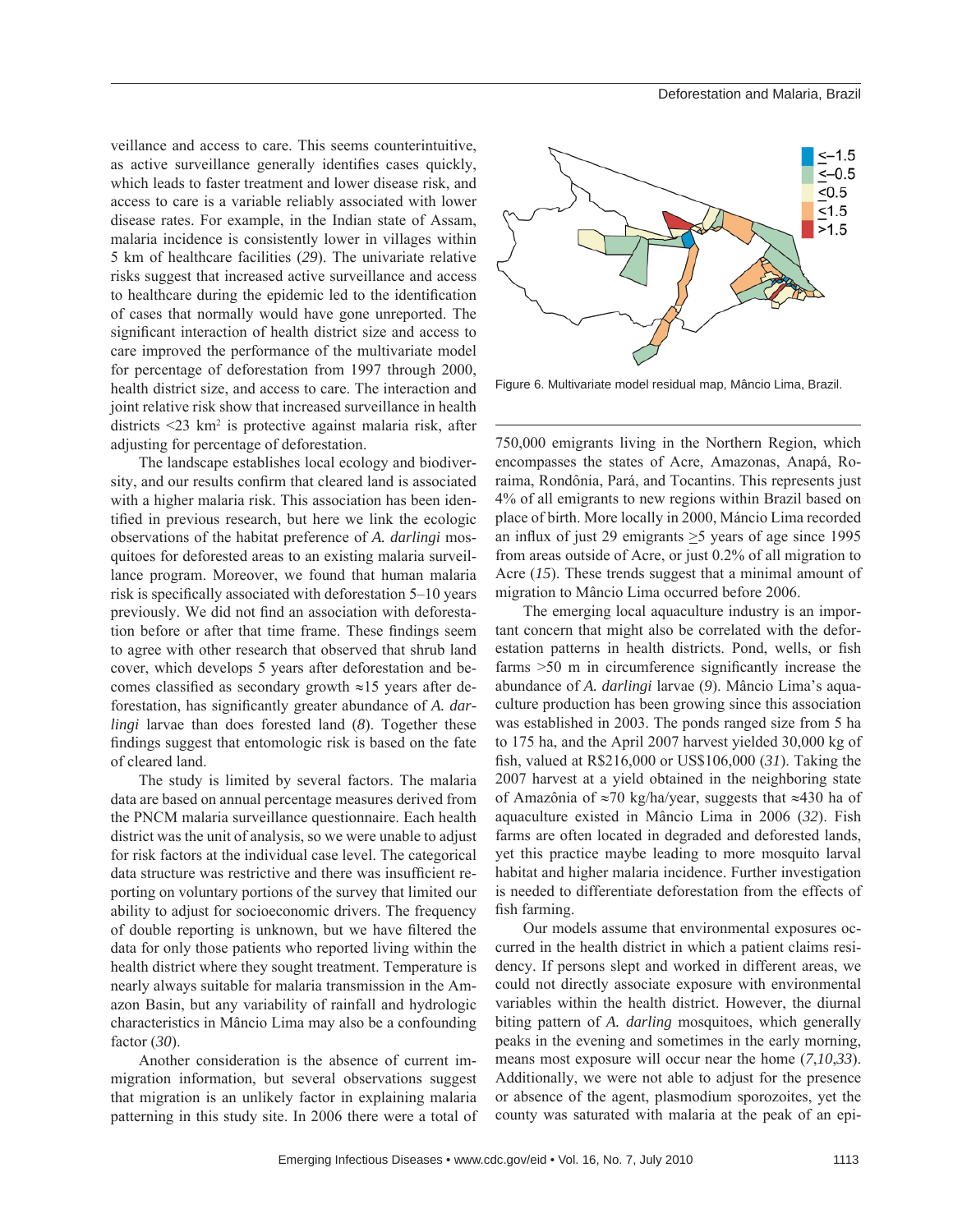veillance and access to care. This seems counterintuitive, as active surveillance generally identifies cases quickly, which leads to faster treatment and lower disease risk, and access to care is a variable reliably associated with lower disease rates. For example, in the Indian state of Assam, malaria incidence is consistently lower in villages within 5 km of healthcare facilities (*29*). The univariate relative risks suggest that increased active surveillance and access to healthcare during the epidemic led to the identification of cases that normally would have gone unreported. The significant interaction of health district size and access to care improved the performance of the multivariate model for percentage of deforestation from 1997 through 2000, health district size, and access to care. The interaction and joint relative risk show that increased surveillance in health districts <23 km$^2$ is protective against malaria risk, after adjusting for percentage of deforestation.

The landscape establishes local ecology and biodiversity, and our results confirm that cleared land is associated with a higher malaria risk. This association has been identified in previous research, but here we link the ecologic observations of the habitat preference of *A. darlingi* mosquitoes for deforested areas to an existing malaria surveillance program. Moreover, we found that human malaria risk is specifically associated with deforestation 5–10 years previously. We did not find an association with deforestation before or after that time frame. These findings seem to agree with other research that observed that shrub land cover, which develops 5 years after deforestation and becomes classified as secondary growth ≈15 years after deforestation, has significantly greater abundance of *A. darlingi* larvae than does forested land (*8*). Together these findings suggest that entomologic risk is based on the fate of cleared land.

The study is limited by several factors. The malaria data are based on annual percentage measures derived from the PNCM malaria surveillance questionnaire. Each health district was the unit of analysis, so we were unable to adjust for risk factors at the individual case level. The categorical data structure was restrictive and there was insufficient reporting on voluntary portions of the survey that limited our ability to adjust for socioeconomic drivers. The frequency of double reporting is unknown, but we have filtered the data for only those patients who reported living within the health district where they sought treatment. Temperature is nearly always suitable for malaria transmission in the Amazon Basin, but any variability of rainfall and hydrologic characteristics in Mâncio Lima may also be a confounding factor (*30*).

Another consideration is the absence of current immigration information, but several observations suggest that migration is an unlikely factor in explaining malaria patterning in this study site. In 2006 there were a total of 750,000 emigrants living in the Northern Region, which encompasses the states of Acre, Amazonas, Anapá, Roraima, Rondônia, Pará, and Tocantins. This represents just 4% of all emigrants to new regions within Brazil based on place of birth. More locally in 2000, Máncio Lima recorded an influx of just 29 emigrants ≥5 years of age since 1995 from areas outside of Acre, or just 0.2% of all migration to Acre (*15*). These trends suggest that a minimal amount of migration to Mâncio Lima occurred before 2006.

Figure 6. Multivariate model residual map, Mâncio Lima, Brazil.

The emerging local aquaculture industry is an important concern that might also be correlated with the deforestation patterns in health districts. Pond, wells, or fish farms >50 m in circumference significantly increase the abundance of *A. darlingi* larvae (*9*). Mâncio Lima's aquaculture production has been growing since this association was established in 2003. The ponds ranged size from 5 ha to 175 ha, and the April 2007 harvest yielded 30,000 kg of fish, valued at R$216,000 or US$106,000 (*31*). Taking the 2007 harvest at a yield obtained in the neighboring state of Amazônia of ≈70 kg/ha/year, suggests that ≈430 ha of aquaculture existed in Mâncio Lima in 2006 (*32*). Fish farms are often located in degraded and deforested lands, yet this practice maybe leading to more mosquito larval habitat and higher malaria incidence. Further investigation is needed to differentiate deforestation from the effects of fish farming.

Our models assume that environmental exposures occurred in the health district in which a patient claims residency. If persons slept and worked in different areas, we could not directly associate exposure with environmental variables within the health district. However, the diurnal biting pattern of *A. darling* mosquitoes, which generally peaks in the evening and sometimes in the early morning, means most exposure will occur near the home (*7*,*10*,*33*). Additionally, we were not able to adjust for the presence or absence of the agent, plasmodium sporozoites, yet the county was saturated with malaria at the peak of an epi-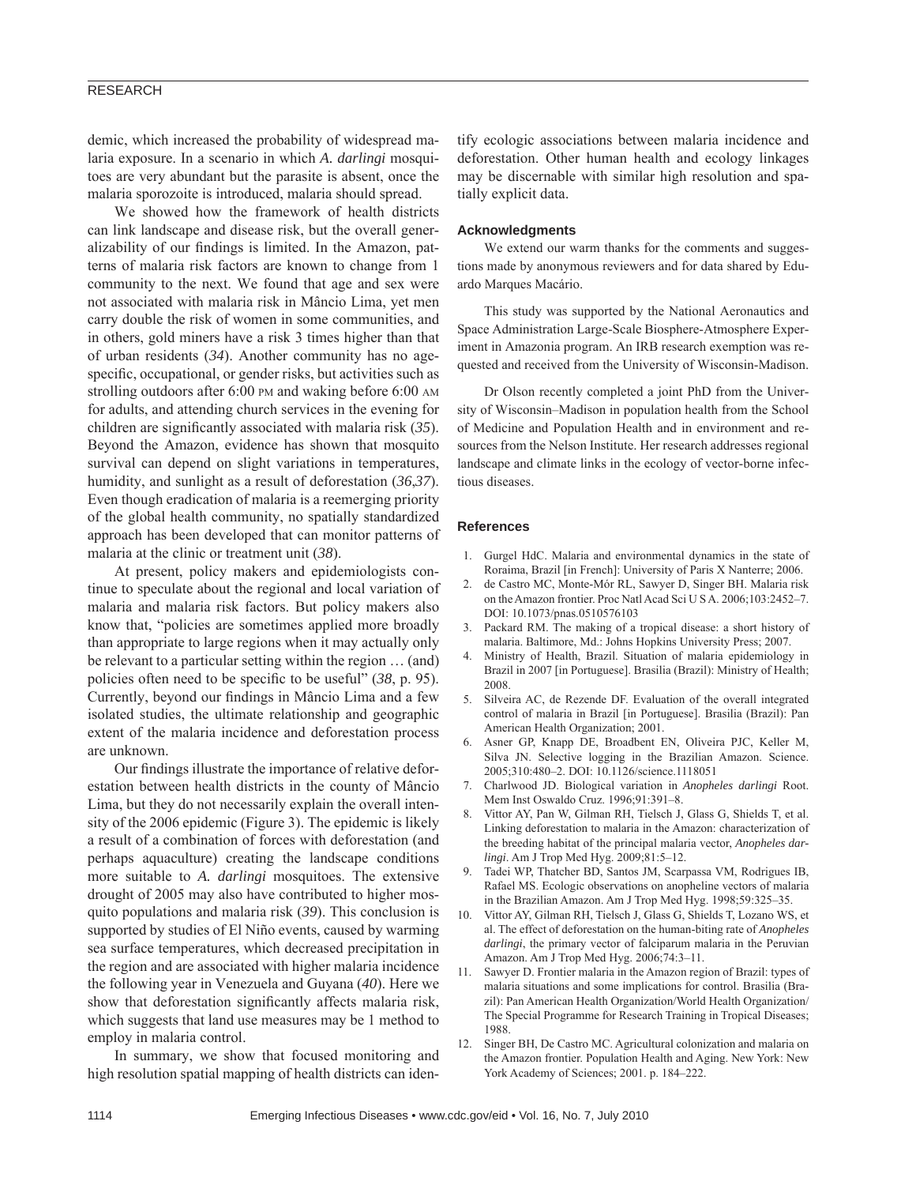demic, which increased the probability of widespread malaria exposure. In a scenario in which *A. darlingi* mosquitoes are very abundant but the parasite is absent, once the malaria sporozoite is introduced, malaria should spread.

We showed how the framework of health districts can link landscape and disease risk, but the overall generalizability of our findings is limited. In the Amazon, patterns of malaria risk factors are known to change from 1 community to the next. We found that age and sex were not associated with malaria risk in Mâncio Lima, yet men carry double the risk of women in some communities, and in others, gold miners have a risk 3 times higher than that of urban residents (*34*). Another community has no age-specific, occupational, or gender risks, but activities such as strolling outdoors after 6:00 PM and waking before 6:00 AM for adults, and attending church services in the evening for children are significantly associated with malaria risk (*35*). Beyond the Amazon, evidence has shown that mosquito survival can depend on slight variations in temperatures, humidity, and sunlight as a result of deforestation (*36,37*). Even though eradication of malaria is a reemerging priority of the global health community, no spatially standardized approach has been developed that can monitor patterns of malaria at the clinic or treatment unit (*38*).

At present, policy makers and epidemiologists continue to speculate about the regional and local variation of malaria and malaria risk factors. But policy makers also know that, "policies are sometimes applied more broadly than appropriate to large regions when it may actually only be relevant to a particular setting within the region … (and) policies often need to be specific to be useful" (*38*, p. 95). Currently, beyond our findings in Mâncio Lima and a few isolated studies, the ultimate relationship and geographic extent of the malaria incidence and deforestation process are unknown.

Our findings illustrate the importance of relative deforestation between health districts in the county of Mâncio Lima, but they do not necessarily explain the overall intensity of the 2006 epidemic (Figure 3). The epidemic is likely a result of a combination of forces with deforestation (and perhaps aquaculture) creating the landscape conditions more suitable to *A. darlingi* mosquitoes. The extensive drought of 2005 may also have contributed to higher mosquito populations and malaria risk (*39*). This conclusion is supported by studies of El Niño events, caused by warming sea surface temperatures, which decreased precipitation in the region and are associated with higher malaria incidence the following year in Venezuela and Guyana (*40*). Here we show that deforestation significantly affects malaria risk, which suggests that land use measures may be 1 method to employ in malaria control.

In summary, we show that focused monitoring and high resolution spatial mapping of health districts can identify ecologic associations between malaria incidence and deforestation. Other human health and ecology linkages may be discernable with similar high resolution and spatially explicit data.

### Acknowledgments

We extend our warm thanks for the comments and suggestions made by anonymous reviewers and for data shared by Eduardo Marques Macário.

This study was supported by the National Aeronautics and Space Administration Large-Scale Biosphere-Atmosphere Experiment in Amazonia program. An IRB research exemption was requested and received from the University of Wisconsin-Madison.

Dr Olson recently completed a joint PhD from the University of Wisconsin–Madison in population health from the School of Medicine and Population Health and in environment and resources from the Nelson Institute. Her research addresses regional landscape and climate links in the ecology of vector-borne infectious diseases.

### References

1. Gurgel HdC. Malaria and environmental dynamics in the state of Roraima, Brazil [in French]: University of Paris X Nanterre; 2006.
2. de Castro MC, Monte-Mór RL, Sawyer D, Singer BH. Malaria risk on the Amazon frontier. Proc Natl Acad Sci U S A. 2006;103:2452–7. DOI: 10.1073/pnas.0510576103
3. Packard RM. The making of a tropical disease: a short history of malaria. Baltimore, Md.: Johns Hopkins University Press; 2007.
4. Ministry of Health, Brazil. Situation of malaria epidemiology in Brazil in 2007 [in Portuguese]. Brasilia (Brazil): Ministry of Health; 2008.
5. Silveira AC, de Rezende DF. Evaluation of the overall integrated control of malaria in Brazil [in Portuguese]. Brasilia (Brazil): Pan American Health Organization; 2001.
6. Asner GP, Knapp DE, Broadbent EN, Oliveira PJC, Keller M, Silva JN. Selective logging in the Brazilian Amazon. Science. 2005;310:480–2. DOI: 10.1126/science.1118051
7. Charlwood JD. Biological variation in *Anopheles darlingi* Root. Mem Inst Oswaldo Cruz. 1996;91:391–8.
8. Vittor AY, Pan W, Gilman RH, Tielsch J, Glass G, Shields T, et al. Linking deforestation to malaria in the Amazon: characterization of the breeding habitat of the principal malaria vector, *Anopheles darlingi*. Am J Trop Med Hyg. 2009;81:5–12.
9. Tadei WP, Thatcher BD, Santos JM, Scarpassa VM, Rodrigues IB, Rafael MS. Ecologic observations on anopheline vectors of malaria in the Brazilian Amazon. Am J Trop Med Hyg. 1998;59:325–35.
10. Vittor AY, Gilman RH, Tielsch J, Glass G, Shields T, Lozano WS, et al. The effect of deforestation on the human-biting rate of *Anopheles darlingi*, the primary vector of falciparum malaria in the Peruvian Amazon. Am J Trop Med Hyg. 2006;74:3–11.
11. Sawyer D. Frontier malaria in the Amazon region of Brazil: types of malaria situations and some implications for control. Brasilia (Brazil): Pan American Health Organization/World Health Organization/ The Special Programme for Research Training in Tropical Diseases; 1988.
12. Singer BH, De Castro MC. Agricultural colonization and malaria on the Amazon frontier. Population Health and Aging. New York: New York Academy of Sciences; 2001. p. 184–222.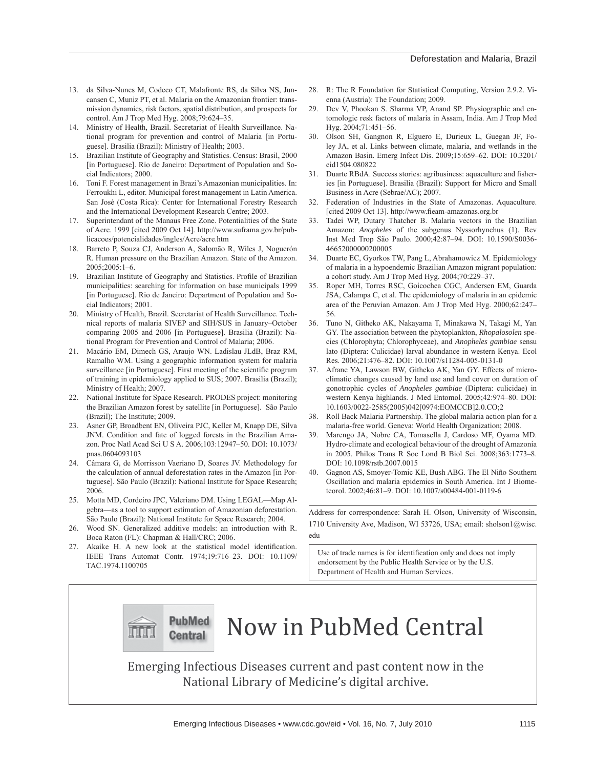13. da Silva-Nunes M, Codeco CT, Malafronte RS, da Silva NS, Juncansen C, Muniz PT, et al. Malaria on the Amazonian frontier: transmission dynamics, risk factors, spatial distribution, and prospects for control. Am J Trop Med Hyg. 2008;79:624–35.
14. Ministry of Health, Brazil. Secretariat of Health Surveillance. National program for prevention and control of Malaria [in Portuguese]. Brasilia (Brazil): Ministry of Health; 2003.
15. Brazilian Institute of Geography and Statistics. Census: Brasil, 2000 [in Portuguese]. Rio de Janeiro: Department of Population and Social Indicators; 2000.
16. Toni F. Forest management in Brazi's Amazonian municipalities. In: Ferroukhi L, editor. Municipal forest management in Latin America. San José (Costa Rica): Center for International Forestry Research and the International Development Research Centre; 2003.
17. Superintendant of the Manaus Free Zone. Potentialities of the State of Acre. 1999 [cited 2009 Oct 14]. http://www.suframa.gov.br/publicacoes/potencialidades/ingles/Acre/acre.htm
18. Barreto P, Souza CJ, Anderson A, Salomão R, Wiles J, Noguerón R. Human pressure on the Brazilian Amazon. State of the Amazon. 2005;2005:1–6.
19. Brazilian Institute of Geography and Statistics. Profile of Brazilian municipalities: searching for information on base municipals 1999 [in Portuguese]. Rio de Janeiro: Department of Population and Social Indicators; 2001.
20. Ministry of Health, Brazil. Secretariat of Health Surveillance. Technical reports of malaria SIVEP and SIH/SUS in January–October comparing 2005 and 2006 [in Portuguese]. Brasilia (Brazil): National Program for Prevention and Control of Malaria; 2006.
21. Macário EM, Dimech GS, Araujo WN. Ladislau JLdB, Braz RM, Ramalho WM. Using a geographic information system for malaria surveillance [in Portuguese]. First meeting of the scientific program of training in epidemiology applied to SUS; 2007. Brasilia (Brazil); Ministry of Health; 2007.
22. National Institute for Space Research. PRODES project: monitoring the Brazilian Amazon forest by satellite [in Portuguese]. São Paulo (Brazil); The Institute; 2009.
23. Asner GP, Broadbent EN, Oliveira PJC, Keller M, Knapp DE, Silva JNM. Condition and fate of logged forests in the Brazilian Amazon. Proc Natl Acad Sci U S A. 2006;103:12947–50. DOI: 10.1073/pnas.0604093103
24. Câmara G, de Morrisson Vaeriano D, Soares JV. Methodology for the calculation of annual deforestation rates in the Amazon [in Portuguese]. São Paulo (Brazil): National Institute for Space Research; 2006.
25. Motta MD, Cordeiro JPC, Valeriano DM. Using LEGAL—Map Algebra—as a tool to support estimation of Amazonian deforestation. São Paulo (Brazil): National Institute for Space Research; 2004.
26. Wood SN. Generalized additive models: an introduction with R. Boca Raton (FL): Chapman & Hall/CRC; 2006.
27. Akaike H. A new look at the statistical model identification. IEEE Trans Automat Contr. 1974;19:716–23. DOI: 10.1109/TAC.1974.1100705
28. R: The R Foundation for Statistical Computing, Version 2.9.2. Vienna (Austria): The Foundation; 2009.
29. Dev V, Phookan S. Sharma VP, Anand SP. Physiographic and entomologic resk factors of malaria in Assam, India. Am J Trop Med Hyg. 2004;71:451–56.
30. Olson SH, Gangnon R, Elguero E, Durieux L, Guegan JF, Foley JA, et al. Links between climate, malaria, and wetlands in the Amazon Basin. Emerg Infect Dis. 2009;15:659–62. DOI: 10.3201/eid1504.080822
31. Duarte RBdA. Success stories: agribusiness: aquaculture and fisheries [in Portuguese]. Brasilia (Brazil): Support for Micro and Small Business in Acre (Sebrae/AC); 2007.
32. Federation of Industries in the State of Amazonas. Aquaculture. [cited 2009 Oct 13]. http://www.fieam-amazonas.org.br
33. Tadei WP, Dutary Thatcher B. Malaria vectors in the Brazilian Amazon: *Anopheles* of the subgenus Nyssorhynchus (1). Rev Inst Med Trop São Paulo. 2000;42:87–94. DOI: 10.1590/S0036-46652000000200005
34. Duarte EC, Gyorkos TW, Pang L, Abrahamowicz M. Epidemiology of malaria in a hypoendemic Brazilian Amazon migrant population: a cohort study. Am J Trop Med Hyg. 2004;70:229–37.
35. Roper MH, Torres RSC, Goicochea CGC, Andersen EM, Guarda JSA, Calampa C, et al. The epidemiology of malaria in an epidemic area of the Peruvian Amazon. Am J Trop Med Hyg. 2000;62:247–56.
36. Tuno N, Githeko AK, Nakayama T, Minakawa N, Takagi M, Yan GY. The association between the phytoplankton, *Rhopalosolen* species (Chlorophyta; Chlorophyceae), and *Anopheles gambiae* sensu lato (Diptera: Culicidae) larval abundance in western Kenya. Ecol Res. 2006;21:476–82. DOI: 10.1007/s11284-005-0131-0
37. Afrane YA, Lawson BW, Githeko AK, Yan GY. Effects of microclimatic changes caused by land use and land cover on duration of gonotrophic cycles of *Anopheles gambiae* (Diptera: culicidae) in western Kenya highlands. J Med Entomol. 2005;42:974–80. DOI: 10.1603/0022-2585(2005)042[0974:EOMCCB]2.0.CO;2
38. Roll Back Malaria Partnership. The global malaria action plan for a malaria-free world. Geneva: World Health Organization; 2008.
39. Marengo JA, Nobre CA, Tomasella J, Cardoso MF, Oyama MD. Hydro-climate and ecological behaviour of the drought of Amazonia in 2005. Philos Trans R Soc Lond B Biol Sci. 2008;363:1773–8. DOI: 10.1098/rstb.2007.0015
40. Gagnon AS, Smoyer-Tomic KE, Bush ABG. The El Niño Southern Oscillation and malaria epidemics in South America. Int J Biometeorol. 2002;46:81–9. DOI: 10.1007/s00484-001-0119-6

Address for correspondence: Sarah H. Olson, University of Wisconsin, 1710 University Ave, Madison, WI 53726, USA; email: sholson1@wisc.edu

Use of trade names is for identification only and does not imply endorsement by the Public Health Service or by the U.S. Department of Health and Human Services.

PubMed Central

Now in PubMed Central

Emerging Infectious Diseases current and past content now in the National Library of Medicine's digital archive.